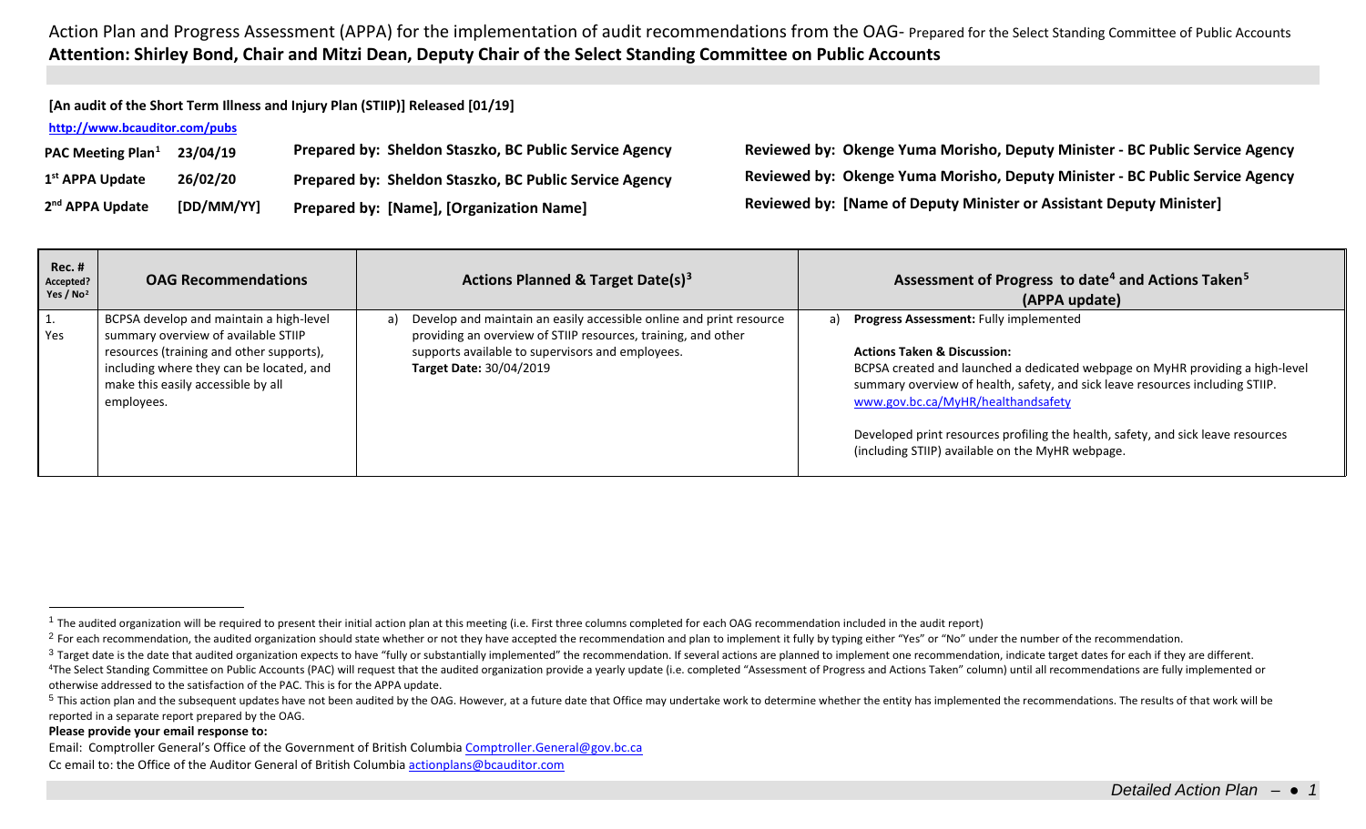# Action Plan and Progress Assessment (APPA) for the implementation of audit recommendations from the OAG- Prepared for the Select Standing Committee of Public Accounts

**Attention: Shirley Bond, Chair and Mitzi Dean, Deputy Chair of the Select Standing Committee on Public Accounts**

**[An audit of the Short Term Illness and Injury Plan (STIIP)] Released [01/19]**

**http://www.bcauditor.com/pubs**

| | | | |
|---|---|---|---|
| **PAC Meeting Plan[1]** | **23/04/19** | **Prepared by: Sheldon Staszko, BC Public Service Agency** | **Reviewed by: Okenge Yuma Morisho, Deputy Minister - BC Public Service Agency** |
| **1st APPA Update** | **26/02/20** | **Prepared by: Sheldon Staszko, BC Public Service Agency** | **Reviewed by: Okenge Yuma Morisho, Deputy Minister - BC Public Service Agency** |
| **2nd APPA Update** | **[DD/MM/YY]** | **Prepared by: [Name], [Organization Name]** | **Reviewed by: [Name of Deputy Minister or Assistant Deputy Minister]** |

| Rec. # Accepted? Yes / No[2] | OAG Recommendations | Actions Planned & Target Date(s)[3] | Assessment of Progress to date[4] and Actions Taken[5] (APPA update) |
|---|---|---|---|
| 1. Yes | BCPSA develop and maintain a high-level summary overview of available STIIP resources (training and other supports), including where they can be located, and make this easily accessible by all employees. | a) Develop and maintain an easily accessible online and print resource providing an overview of STIIP resources, training, and other supports available to supervisors and employees. **Target Date:** 30/04/2019 | a) **Progress Assessment:** Fully implemented<br><br>**Actions Taken & Discussion:**<br>BCPSA created and launched a dedicated webpage on MyHR providing a high-level summary overview of health, safety, and sick leave resources including STIIP. www.gov.bc.ca/MyHR/healthandsafety<br><br>Developed print resources profiling the health, safety, and sick leave resources (including STIIP) available on the MyHR webpage. |

---

[1] The audited organization will be required to present their initial action plan at this meeting (i.e. First three columns completed for each OAG recommendation included in the audit report)

[2] For each recommendation, the audited organization should state whether or not they have accepted the recommendation and plan to implement it fully by typing either "Yes" or "No" under the number of the recommendation.

[3] Target date is the date that audited organization expects to have "fully or substantially implemented" the recommendation. If several actions are planned to implement one recommendation, indicate target dates for each if they are different.

[4] The Select Standing Committee on Public Accounts (PAC) will request that the audited organization provide a yearly update (i.e. completed "Assessment of Progress and Actions Taken" column) until all recommendations are fully implemented or otherwise addressed to the satisfaction of the PAC. This is for the APPA update.

[5] This action plan and the subsequent updates have not been audited by the OAG. However, at a future date that Office may undertake work to determine whether the entity has implemented the recommendations. The results of that work will be reported in a separate report prepared by the OAG.

**Please provide your email response to:**

Email: Comptroller General's Office of the Government of British Columbia Comptroller.General@gov.bc.ca

Cc email to: the Office of the Auditor General of British Columbia actionplans@bcauditor.com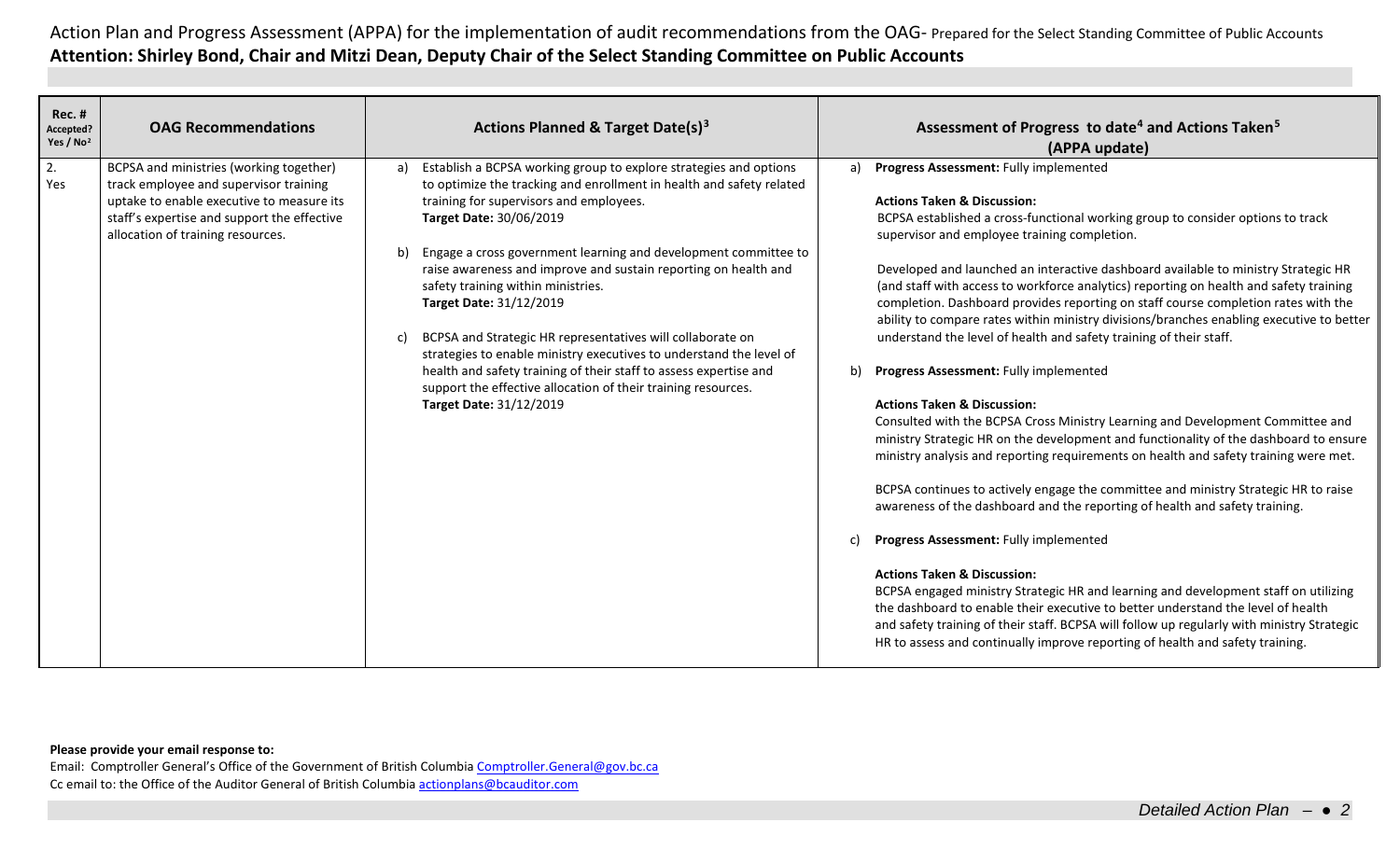Action Plan and Progress Assessment (APPA) for the implementation of audit recommendations from the OAG- Prepared for the Select Standing Committee of Public Accounts

**Attention: Shirley Bond, Chair and Mitzi Dean, Deputy Chair of the Select Standing Committee on Public Accounts**

| Rec. # Accepted? Yes / No[2] | OAG Recommendations | Actions Planned & Target Date(s)[3] | Assessment of Progress to date[4] and Actions Taken[5] (APPA update) |
|---|---|---|---|
| 2. Yes | BCPSA and ministries (working together) track employee and supervisor training uptake to enable executive to measure its staff's expertise and support the effective allocation of training resources. | a) Establish a BCPSA working group to explore strategies and options to optimize the tracking and enrollment in health and safety related training for supervisors and employees. **Target Date:** 30/06/2019<br><br>b) Engage a cross government learning and development committee to raise awareness and improve and sustain reporting on health and safety training within ministries. **Target Date:** 31/12/2019<br><br>c) BCPSA and Strategic HR representatives will collaborate on strategies to enable ministry executives to understand the level of health and safety training of their staff to assess expertise and support the effective allocation of their training resources. **Target Date:** 31/12/2019 | a) **Progress Assessment:** Fully implemented<br><br>**Actions Taken & Discussion:**<br>BCPSA established a cross-functional working group to consider options to track supervisor and employee training completion.<br><br>Developed and launched an interactive dashboard available to ministry Strategic HR (and staff with access to workforce analytics) reporting on health and safety training completion. Dashboard provides reporting on staff course completion rates with the ability to compare rates within ministry divisions/branches enabling executive to better understand the level of health and safety training of their staff.<br><br>b) **Progress Assessment:** Fully implemented<br><br>**Actions Taken & Discussion:**<br>Consulted with the BCPSA Cross Ministry Learning and Development Committee and ministry Strategic HR on the development and functionality of the dashboard to ensure ministry analysis and reporting requirements on health and safety training were met.<br><br>BCPSA continues to actively engage the committee and ministry Strategic HR to raise awareness of the dashboard and the reporting of health and safety training.<br><br>c) **Progress Assessment:** Fully implemented<br><br>**Actions Taken & Discussion:**<br>BCPSA engaged ministry Strategic HR and learning and development staff on utilizing the dashboard to enable their executive to better understand the level of health and safety training of their staff. BCPSA will follow up regularly with ministry Strategic HR to assess and continually improve reporting of health and safety training. |

**Please provide your email response to:**

Email: Comptroller General's Office of the Government of British Columbia Comptroller.General@gov.bc.ca

Cc email to: the Office of the Auditor General of British Columbia actionplans@bcauditor.com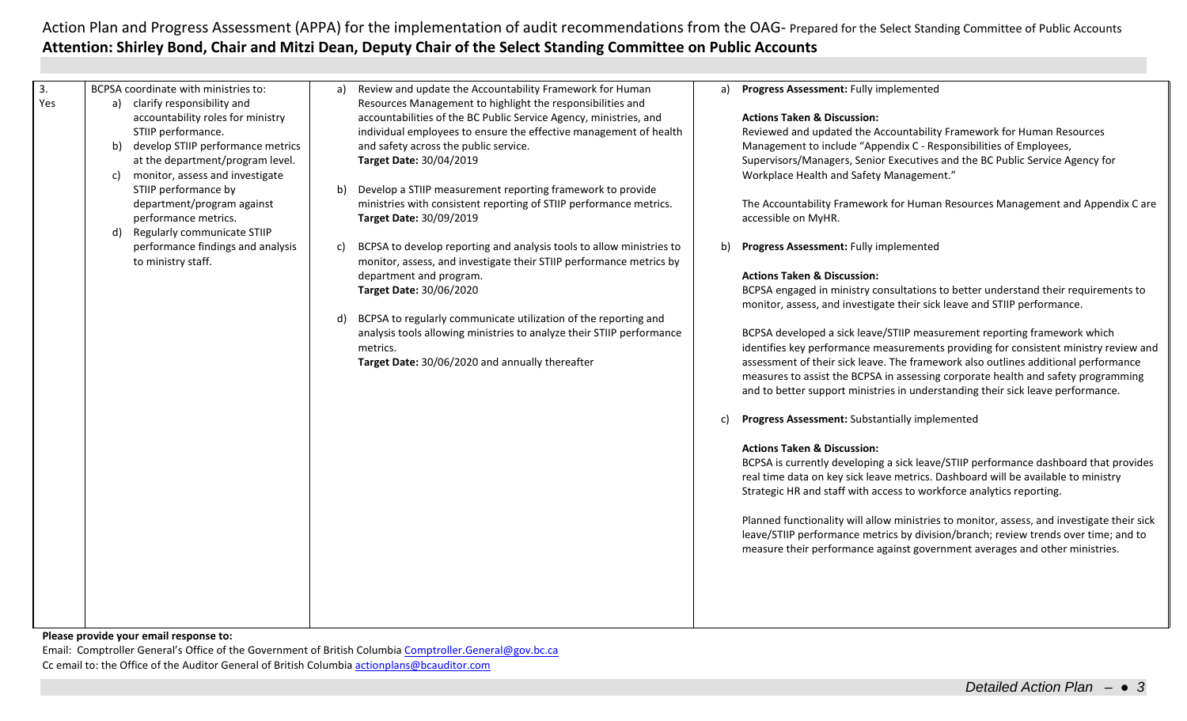Action Plan and Progress Assessment (APPA) for the implementation of audit recommendations from the OAG- Prepared for the Select Standing Committee of Public Accounts

**Attention: Shirley Bond, Chair and Mitzi Dean, Deputy Chair of the Select Standing Committee on Public Accounts**

| | | | |
|---|---|---|---|
| 3.<br>Yes | BCPSA coordinate with ministries to:<br>a) clarify responsibility and accountability roles for ministry STIIP performance.<br>b) develop STIIP performance metrics at the department/program level.<br>c) monitor, assess and investigate STIIP performance by department/program against performance metrics.<br>d) Regularly communicate STIIP performance findings and analysis to ministry staff. | a) Review and update the Accountability Framework for Human Resources Management to highlight the responsibilities and accountabilities of the BC Public Service Agency, ministries, and individual employees to ensure the effective management of health and safety across the public service.<br>**Target Date:** 30/04/2019<br><br>b) Develop a STIIP measurement reporting framework to provide ministries with consistent reporting of STIIP performance metrics.<br>**Target Date:** 30/09/2019<br><br>c) BCPSA to develop reporting and analysis tools to allow ministries to monitor, assess, and investigate their STIIP performance metrics by department and program.<br>**Target Date:** 30/06/2020<br><br>d) BCPSA to regularly communicate utilization of the reporting and analysis tools allowing ministries to analyze their STIIP performance metrics.<br>**Target Date:** 30/06/2020 and annually thereafter | a) **Progress Assessment:** Fully implemented<br><br>**Actions Taken & Discussion:**<br>Reviewed and updated the Accountability Framework for Human Resources Management to include "Appendix C - Responsibilities of Employees, Supervisors/Managers, Senior Executives and the BC Public Service Agency for Workplace Health and Safety Management."<br><br>The Accountability Framework for Human Resources Management and Appendix C are accessible on MyHR.<br><br>b) **Progress Assessment:** Fully implemented<br><br>**Actions Taken & Discussion:**<br>BCPSA engaged in ministry consultations to better understand their requirements to monitor, assess, and investigate their sick leave and STIIP performance.<br><br>BCPSA developed a sick leave/STIIP measurement reporting framework which identifies key performance measurements providing for consistent ministry review and assessment of their sick leave. The framework also outlines additional performance measures to assist the BCPSA in assessing corporate health and safety programming and to better support ministries in understanding their sick leave performance.<br><br>c) **Progress Assessment:** Substantially implemented<br><br>**Actions Taken & Discussion:**<br>BCPSA is currently developing a sick leave/STIIP performance dashboard that provides real time data on key sick leave metrics. Dashboard will be available to ministry Strategic HR and staff with access to workforce analytics reporting.<br><br>Planned functionality will allow ministries to monitor, assess, and investigate their sick leave/STIIP performance metrics by division/branch; review trends over time; and to measure their performance against government averages and other ministries. |

**Please provide your email response to:**

Email: Comptroller General's Office of the Government of British Columbia Comptroller.General@gov.bc.ca

Cc email to: the Office of the Auditor General of British Columbia actionplans@bcauditor.com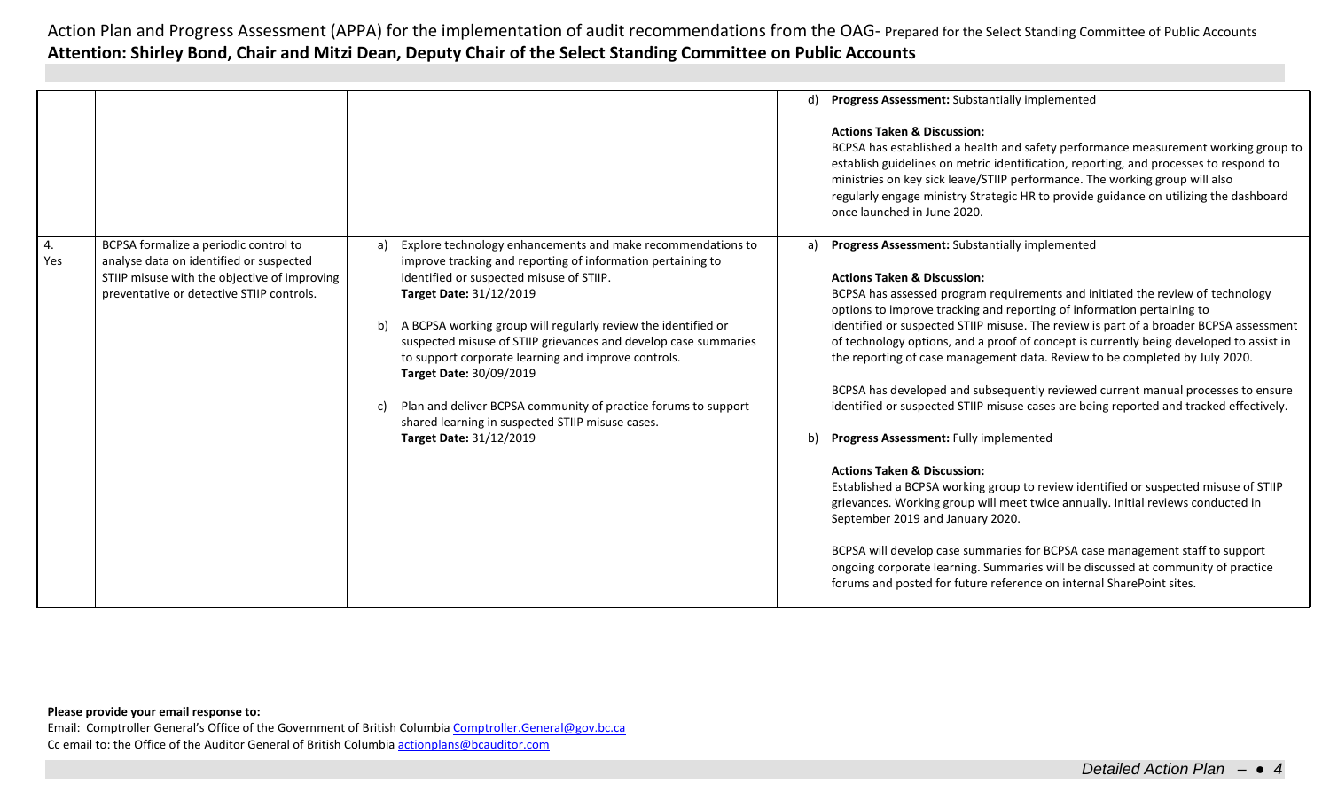Action Plan and Progress Assessment (APPA) for the implementation of audit recommendations from the OAG- Prepared for the Select Standing Committee of Public Accounts
**Attention: Shirley Bond, Chair and Mitzi Dean, Deputy Chair of the Select Standing Committee on Public Accounts**

| | | | |
|---|---|---|---|
| | | | d) **Progress Assessment:** Substantially implemented<br><br>**Actions Taken & Discussion:**<br>BCPSA has established a health and safety performance measurement working group to establish guidelines on metric identification, reporting, and processes to respond to ministries on key sick leave/STIIP performance. The working group will also regularly engage ministry Strategic HR to provide guidance on utilizing the dashboard once launched in June 2020. |
| 4. Yes | BCPSA formalize a periodic control to analyse data on identified or suspected STIIP misuse with the objective of improving preventative or detective STIIP controls. | a) Explore technology enhancements and make recommendations to improve tracking and reporting of information pertaining to identified or suspected misuse of STIIP.<br>**Target Date:** 31/12/2019<br><br>b) A BCPSA working group will regularly review the identified or suspected misuse of STIIP grievances and develop case summaries to support corporate learning and improve controls.<br>**Target Date:** 30/09/2019<br><br>c) Plan and deliver BCPSA community of practice forums to support shared learning in suspected STIIP misuse cases.<br>**Target Date:** 31/12/2019 | a) **Progress Assessment:** Substantially implemented<br><br>**Actions Taken & Discussion:**<br>BCPSA has assessed program requirements and initiated the review of technology options to improve tracking and reporting of information pertaining to identified or suspected STIIP misuse. The review is part of a broader BCPSA assessment of technology options, and a proof of concept is currently being developed to assist in the reporting of case management data. Review to be completed by July 2020.<br><br>BCPSA has developed and subsequently reviewed current manual processes to ensure identified or suspected STIIP misuse cases are being reported and tracked effectively.<br><br>b) **Progress Assessment:** Fully implemented<br><br>**Actions Taken & Discussion:**<br>Established a BCPSA working group to review identified or suspected misuse of STIIP grievances. Working group will meet twice annually. Initial reviews conducted in September 2019 and January 2020.<br><br>BCPSA will develop case summaries for BCPSA case management staff to support ongoing corporate learning. Summaries will be discussed at community of practice forums and posted for future reference on internal SharePoint sites. |

**Please provide your email response to:**
Email: Comptroller General's Office of the Government of British Columbia Comptroller.General@gov.bc.ca
Cc email to: the Office of the Auditor General of British Columbia actionplans@bcauditor.com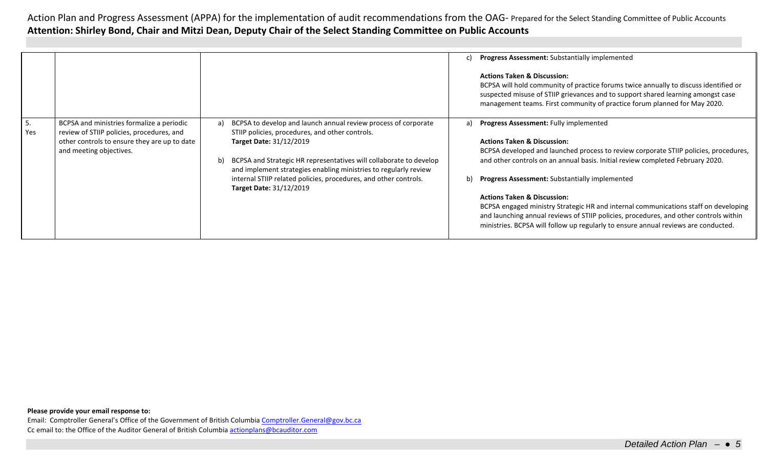Action Plan and Progress Assessment (APPA) for the implementation of audit recommendations from the OAG- Prepared for the Select Standing Committee of Public Accounts
**Attention: Shirley Bond, Chair and Mitzi Dean, Deputy Chair of the Select Standing Committee on Public Accounts**

| | | | |
|---|---|---|---|
| | | | c) **Progress Assessment:** Substantially implemented<br><br>**Actions Taken & Discussion:**<br>BCPSA will hold community of practice forums twice annually to discuss identified or suspected misuse of STIIP grievances and to support shared learning amongst case management teams. First community of practice forum planned for May 2020. |
| 5.<br>Yes | BCPSA and ministries formalize a periodic review of STIIP policies, procedures, and other controls to ensure they are up to date and meeting objectives. | a) BCPSA to develop and launch annual review process of corporate STIIP policies, procedures, and other controls.<br>**Target Date:** 31/12/2019<br><br>b) BCPSA and Strategic HR representatives will collaborate to develop and implement strategies enabling ministries to regularly review internal STIIP related policies, procedures, and other controls.<br>**Target Date:** 31/12/2019 | a) **Progress Assessment:** Fully implemented<br><br>**Actions Taken & Discussion:**<br>BCPSA developed and launched process to review corporate STIIP policies, procedures, and other controls on an annual basis. Initial review completed February 2020.<br><br>b) **Progress Assessment:** Substantially implemented<br><br>**Actions Taken & Discussion:**<br>BCPSA engaged ministry Strategic HR and internal communications staff on developing and launching annual reviews of STIIP policies, procedures, and other controls within ministries. BCPSA will follow up regularly to ensure annual reviews are conducted. |

**Please provide your email response to:**
Email: Comptroller General's Office of the Government of British Columbia Comptroller.General@gov.bc.ca
Cc email to: the Office of the Auditor General of British Columbia actionplans@bcauditor.com